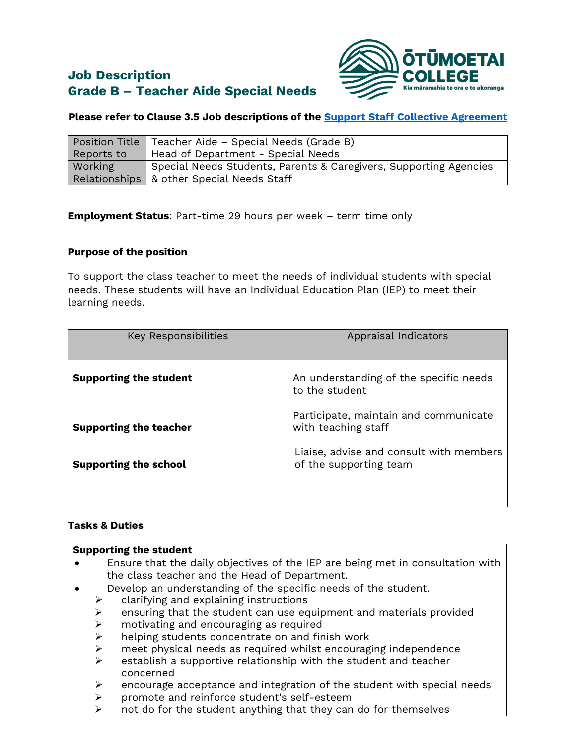# Job Description
# Grade B – Teacher Aide Special Needs

ŌTŪMOETAI COLLEGE
Kia māramahia te ora e te akoranga

**Please refer to Clause 3.5 Job descriptions of the [Support Staff Collective Agreement]()**

| Position Title | Teacher Aide – Special Needs (Grade B) |
|---|---|
| Reports to | Head of Department - Special Needs |
| Working Relationships | Special Needs Students, Parents & Caregivers, Supporting Agencies & other Special Needs Staff |

**Employment Status**: Part-time 29 hours per week – term time only

**Purpose of the position**

To support the class teacher to meet the needs of individual students with special needs. These students will have an Individual Education Plan (IEP) to meet their learning needs.

| Key Responsibilities | Appraisal Indicators |
|---|---|
| **Supporting the student** | An understanding of the specific needs to the student |
| **Supporting the teacher** | Participate, maintain and communicate with teaching staff |
| **Supporting the school** | Liaise, advise and consult with members of the supporting team |

**Tasks & Duties**

**Supporting the student**

- Ensure that the daily objectives of the IEP are being met in consultation with the class teacher and the Head of Department.
- Develop an understanding of the specific needs of the student.
  - clarifying and explaining instructions
  - ensuring that the student can use equipment and materials provided
  - motivating and encouraging as required
  - helping students concentrate on and finish work
  - meet physical needs as required whilst encouraging independence
  - establish a supportive relationship with the student and teacher concerned
  - encourage acceptance and integration of the student with special needs
  - promote and reinforce student's self-esteem
  - not do for the student anything that they can do for themselves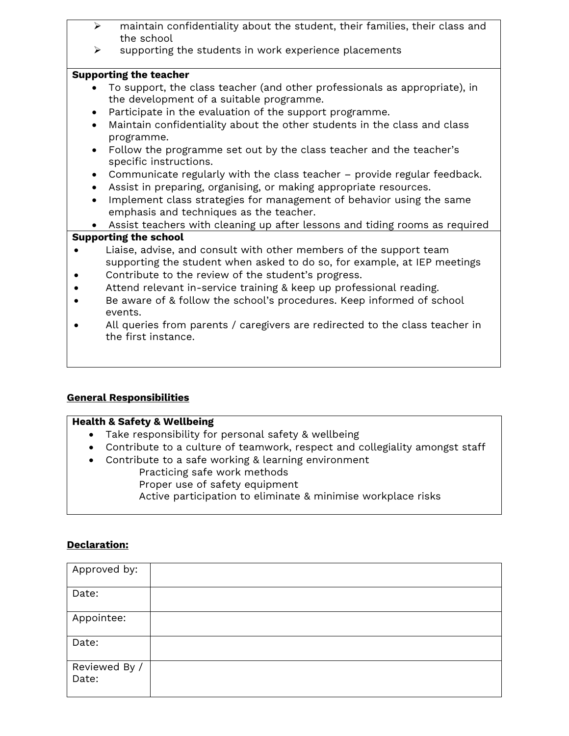- maintain confidentiality about the student, their families, their class and the school
- supporting the students in work experience placements

**Supporting the teacher**

- To support, the class teacher (and other professionals as appropriate), in the development of a suitable programme.
- Participate in the evaluation of the support programme.
- Maintain confidentiality about the other students in the class and class programme.
- Follow the programme set out by the class teacher and the teacher's specific instructions.
- Communicate regularly with the class teacher – provide regular feedback.
- Assist in preparing, organising, or making appropriate resources.
- Implement class strategies for management of behavior using the same emphasis and techniques as the teacher.
- Assist teachers with cleaning up after lessons and tiding rooms as required

**Supporting the school**

- Liaise, advise, and consult with other members of the support team supporting the student when asked to do so, for example, at IEP meetings
- Contribute to the review of the student's progress.
- Attend relevant in-service training & keep up professional reading.
- Be aware of & follow the school's procedures. Keep informed of school events.
- All queries from parents / caregivers are redirected to the class teacher in the first instance.

## General Responsibilities

**Health & Safety & Wellbeing**

- Take responsibility for personal safety & wellbeing
- Contribute to a culture of teamwork, respect and collegiality amongst staff
- Contribute to a safe working & learning environment
  - Practicing safe work methods
  - Proper use of safety equipment
  - Active participation to eliminate & minimise workplace risks

## Declaration:

| | |
|---|---|
| Approved by: | |
| Date: | |
| Appointee: | |
| Date: | |
| Reviewed By / Date: | |